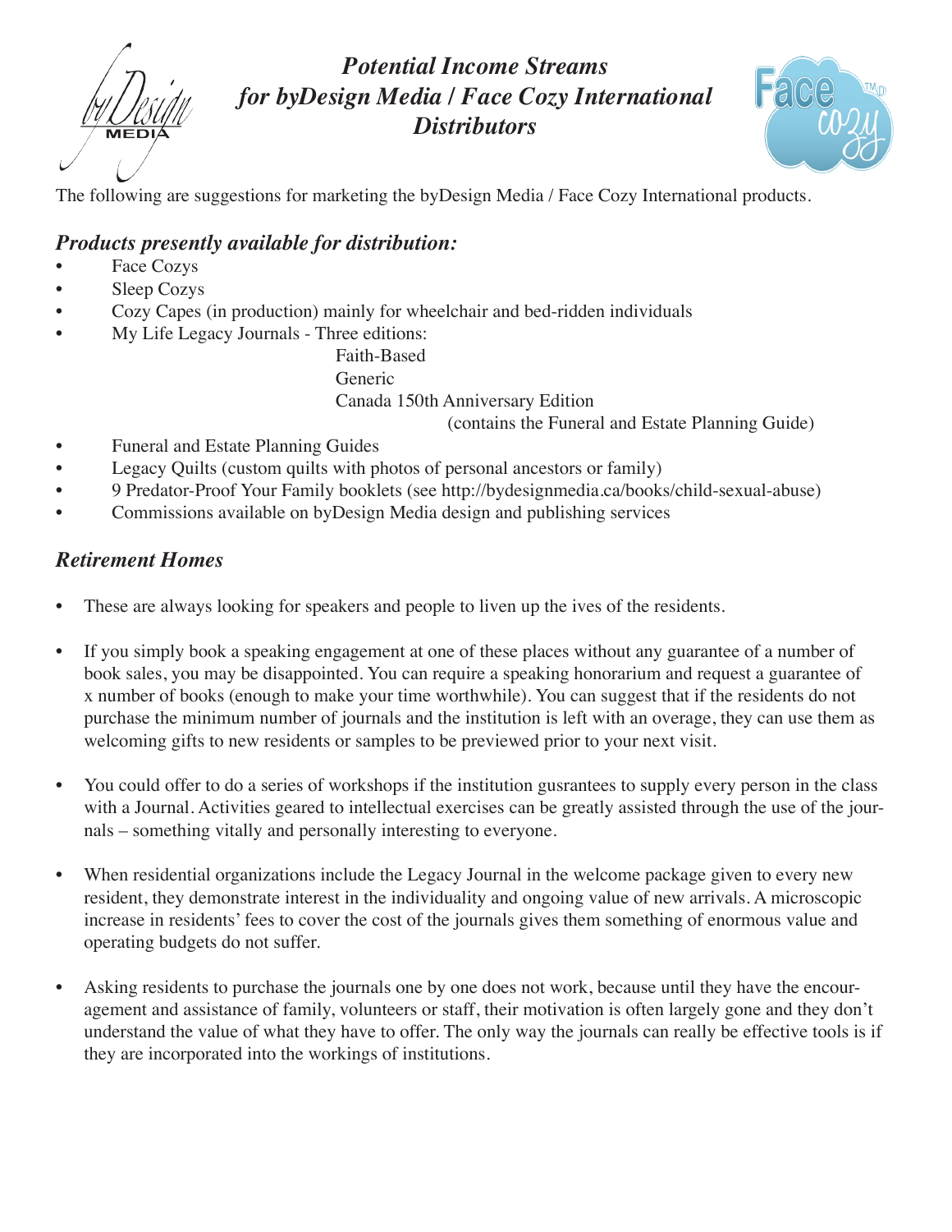# *Potential Income Streams for byDesign Media / Face Cozy International Distributors*

The following are suggestions for marketing the byDesign Media / Face Cozy International products.

## *Products presently available for distribution:*

- Face Cozys
- Sleep Cozys
- Cozy Capes (in production) mainly for wheelchair and bed-ridden individuals
- My Life Legacy Journals - Three editions:
  - Faith-Based
  - Generic
  - Canada 150th Anniversary Edition (contains the Funeral and Estate Planning Guide)
- Funeral and Estate Planning Guides
- Legacy Quilts (custom quilts with photos of personal ancestors or family)
- 9 Predator-Proof Your Family booklets (see http://bydesignmedia.ca/books/child-sexual-abuse)
- Commissions available on byDesign Media design and publishing services

## *Retirement Homes*

- These are always looking for speakers and people to liven up the ives of the residents.
- If you simply book a speaking engagement at one of these places without any guarantee of a number of book sales, you may be disappointed. You can require a speaking honorarium and request a guarantee of x number of books (enough to make your time worthwhile). You can suggest that if the residents do not purchase the minimum number of journals and the institution is left with an overage, they can use them as welcoming gifts to new residents or samples to be previewed prior to your next visit.
- You could offer to do a series of workshops if the institution gusrantees to supply every person in the class with a Journal. Activities geared to intellectual exercises can be greatly assisted through the use of the journals – something vitally and personally interesting to everyone.
- When residential organizations include the Legacy Journal in the welcome package given to every new resident, they demonstrate interest in the individuality and ongoing value of new arrivals. A microscopic increase in residents' fees to cover the cost of the journals gives them something of enormous value and operating budgets do not suffer.
- Asking residents to purchase the journals one by one does not work, because until they have the encouragement and assistance of family, volunteers or staff, their motivation is often largely gone and they don't understand the value of what they have to offer. The only way the journals can really be effective tools is if they are incorporated into the workings of institutions.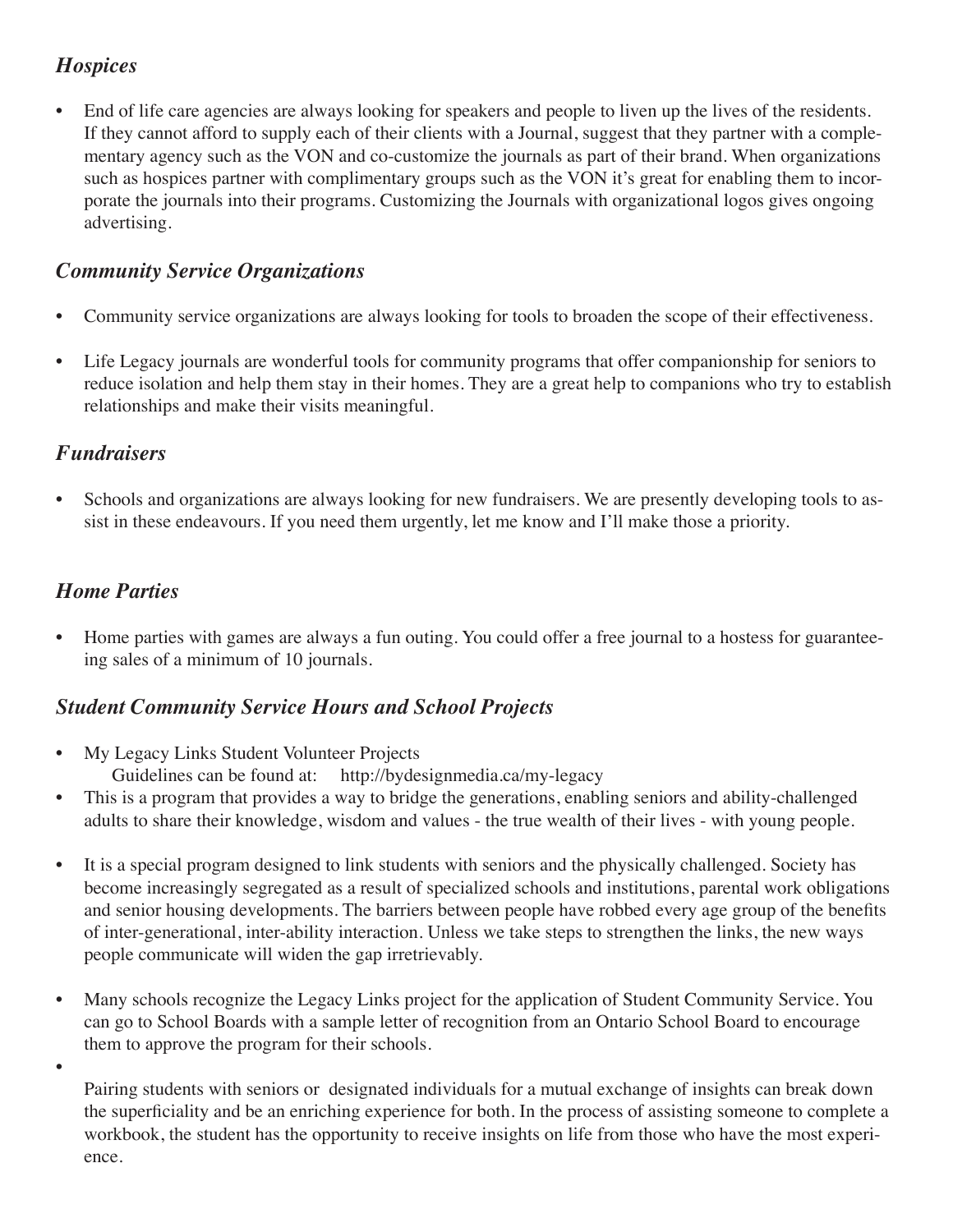### *Hospices*

- End of life care agencies are always looking for speakers and people to liven up the lives of the residents. If they cannot afford to supply each of their clients with a Journal, suggest that they partner with a complementary agency such as the VON and co-customize the journals as part of their brand. When organizations such as hospices partner with complimentary groups such as the VON it's great for enabling them to incorporate the journals into their programs. Customizing the Journals with organizational logos gives ongoing advertising.

### *Community Service Organizations*

- Community service organizations are always looking for tools to broaden the scope of their effectiveness.
- Life Legacy journals are wonderful tools for community programs that offer companionship for seniors to reduce isolation and help them stay in their homes. They are a great help to companions who try to establish relationships and make their visits meaningful.

### *Fundraisers*

- Schools and organizations are always looking for new fundraisers. We are presently developing tools to assist in these endeavours. If you need them urgently, let me know and I'll make those a priority.

### *Home Parties*

- Home parties with games are always a fun outing. You could offer a free journal to a hostess for guaranteeing sales of a minimum of 10 journals.

### *Student Community Service Hours and School Projects*

- My Legacy Links Student Volunteer Projects
  Guidelines can be found at: http://bydesignmedia.ca/my-legacy
- This is a program that provides a way to bridge the generations, enabling seniors and ability-challenged adults to share their knowledge, wisdom and values - the true wealth of their lives - with young people.
- It is a special program designed to link students with seniors and the physically challenged. Society has become increasingly segregated as a result of specialized schools and institutions, parental work obligations and senior housing developments. The barriers between people have robbed every age group of the benefits of inter-generational, inter-ability interaction. Unless we take steps to strengthen the links, the new ways people communicate will widen the gap irretrievably.
- Many schools recognize the Legacy Links project for the application of Student Community Service. You can go to School Boards with a sample letter of recognition from an Ontario School Board to encourage them to approve the program for their schools.
- Pairing students with seniors or designated individuals for a mutual exchange of insights can break down the superficiality and be an enriching experience for both. In the process of assisting someone to complete a workbook, the student has the opportunity to receive insights on life from those who have the most experience.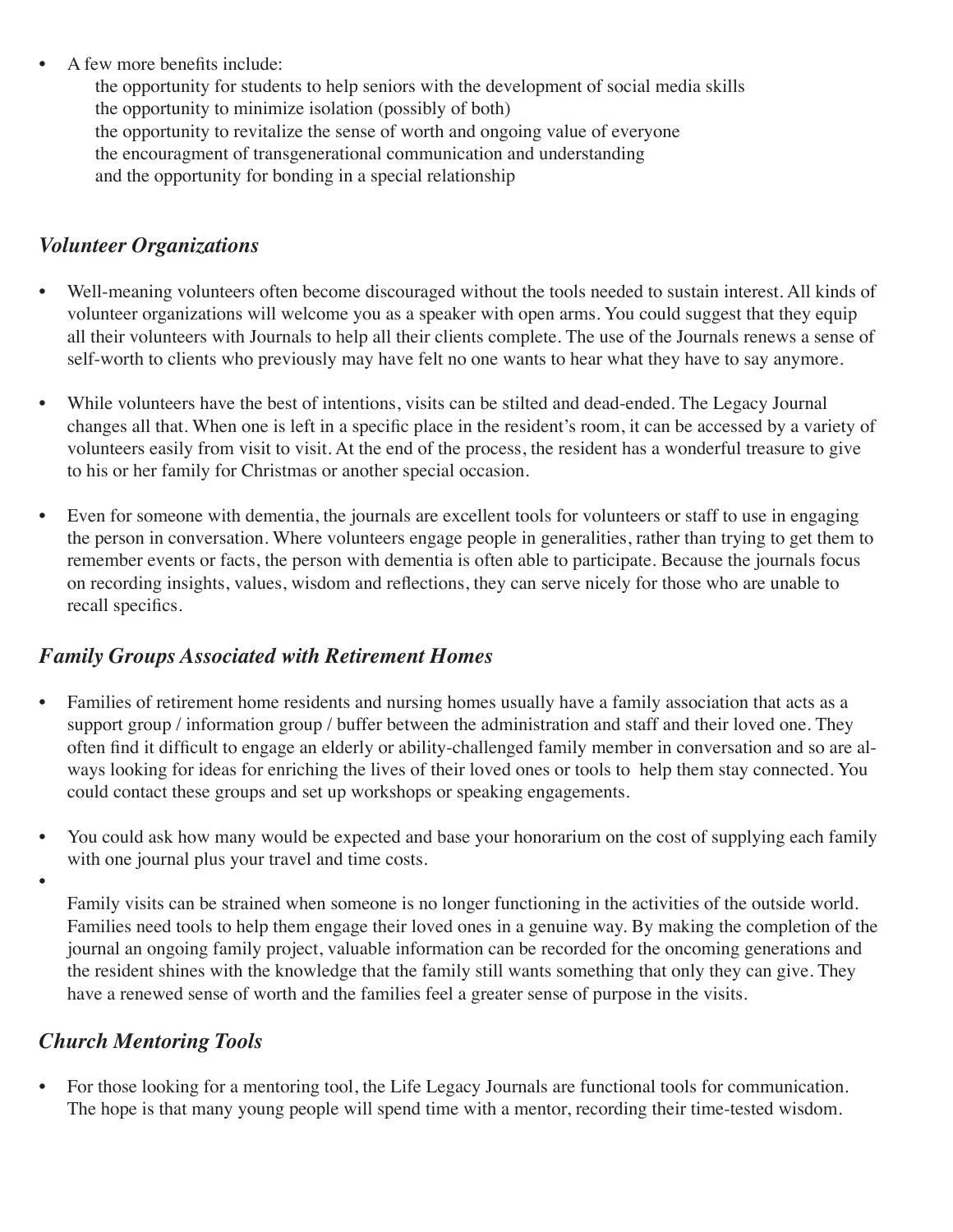- A few more benefits include:
  the opportunity for students to help seniors with the development of social media skills
  the opportunity to minimize isolation (possibly of both)
  the opportunity to revitalize the sense of worth and ongoing value of everyone
  the encouragment of transgenerational communication and understanding
  and the opportunity for bonding in a special relationship

### *Volunteer Organizations*

- Well-meaning volunteers often become discouraged without the tools needed to sustain interest. All kinds of volunteer organizations will welcome you as a speaker with open arms. You could suggest that they equip all their volunteers with Journals to help all their clients complete. The use of the Journals renews a sense of self-worth to clients who previously may have felt no one wants to hear what they have to say anymore.

- While volunteers have the best of intentions, visits can be stilted and dead-ended. The Legacy Journal changes all that. When one is left in a specific place in the resident's room, it can be accessed by a variety of volunteers easily from visit to visit. At the end of the process, the resident has a wonderful treasure to give to his or her family for Christmas or another special occasion.

- Even for someone with dementia, the journals are excellent tools for volunteers or staff to use in engaging the person in conversation. Where volunteers engage people in generalities, rather than trying to get them to remember events or facts, the person with dementia is often able to participate. Because the journals focus on recording insights, values, wisdom and reflections, they can serve nicely for those who are unable to recall specifics.

### *Family Groups Associated with Retirement Homes*

- Families of retirement home residents and nursing homes usually have a family association that acts as a support group / information group / buffer between the administration and staff and their loved one. They often find it difficult to engage an elderly or ability-challenged family member in conversation and so are always looking for ideas for enriching the lives of their loved ones or tools to help them stay connected. You could contact these groups and set up workshops or speaking engagements.

- You could ask how many would be expected and base your honorarium on the cost of supplying each family with one journal plus your travel and time costs.

- Family visits can be strained when someone is no longer functioning in the activities of the outside world. Families need tools to help them engage their loved ones in a genuine way. By making the completion of the journal an ongoing family project, valuable information can be recorded for the oncoming generations and the resident shines with the knowledge that the family still wants something that only they can give. They have a renewed sense of worth and the families feel a greater sense of purpose in the visits.

### *Church Mentoring Tools*

- For those looking for a mentoring tool, the Life Legacy Journals are functional tools for communication. The hope is that many young people will spend time with a mentor, recording their time-tested wisdom.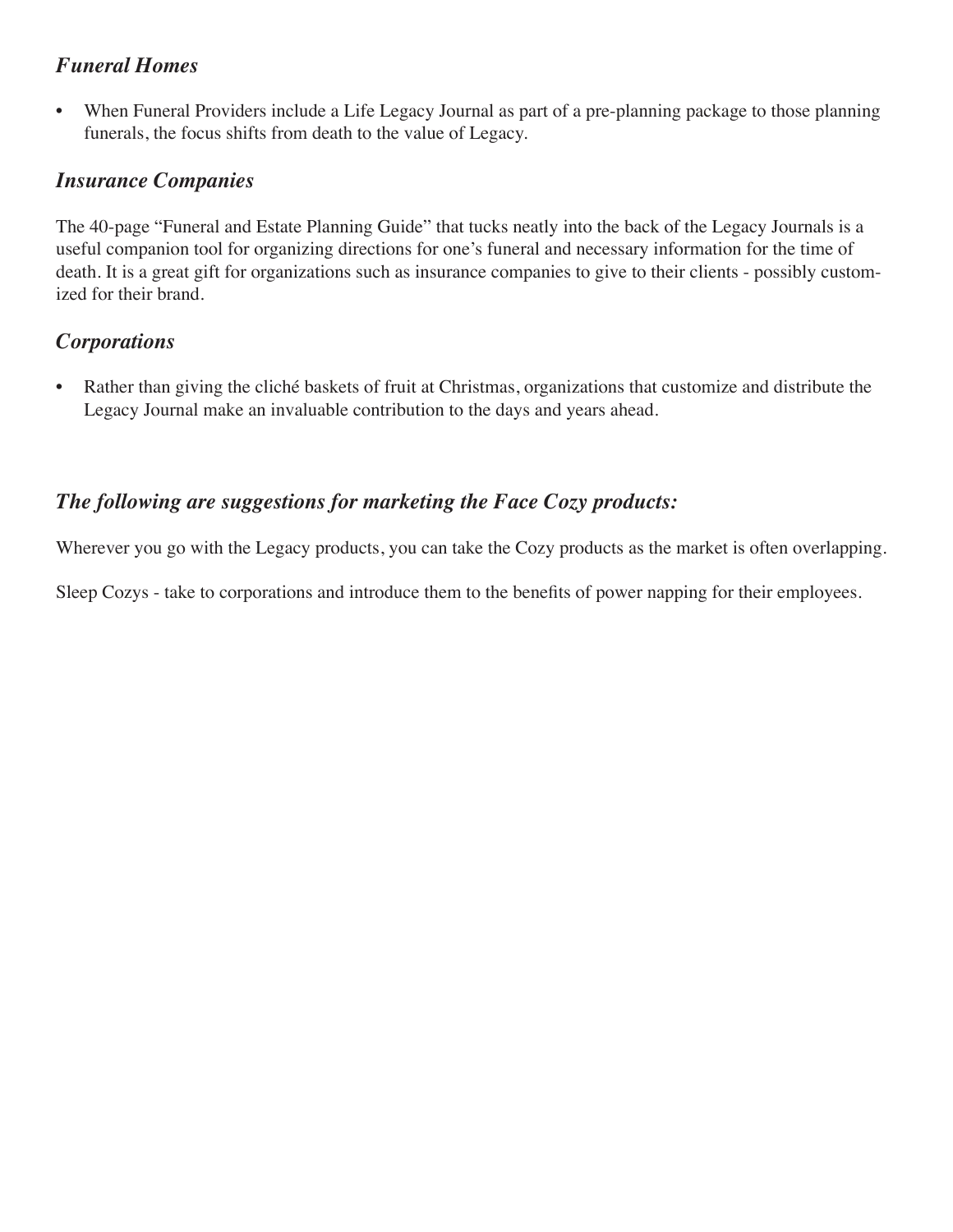### *Funeral Homes*

- When Funeral Providers include a Life Legacy Journal as part of a pre-planning package to those planning funerals, the focus shifts from death to the value of Legacy.

### *Insurance Companies*

The 40-page "Funeral and Estate Planning Guide" that tucks neatly into the back of the Legacy Journals is a useful companion tool for organizing directions for one's funeral and necessary information for the time of death. It is a great gift for organizations such as insurance companies to give to their clients - possibly customized for their brand.

### *Corporations*

- Rather than giving the cliché baskets of fruit at Christmas, organizations that customize and distribute the Legacy Journal make an invaluable contribution to the days and years ahead.

### *The following are suggestions for marketing the Face Cozy products:*

Wherever you go with the Legacy products, you can take the Cozy products as the market is often overlapping.

Sleep Cozys - take to corporations and introduce them to the benefits of power napping for their employees.